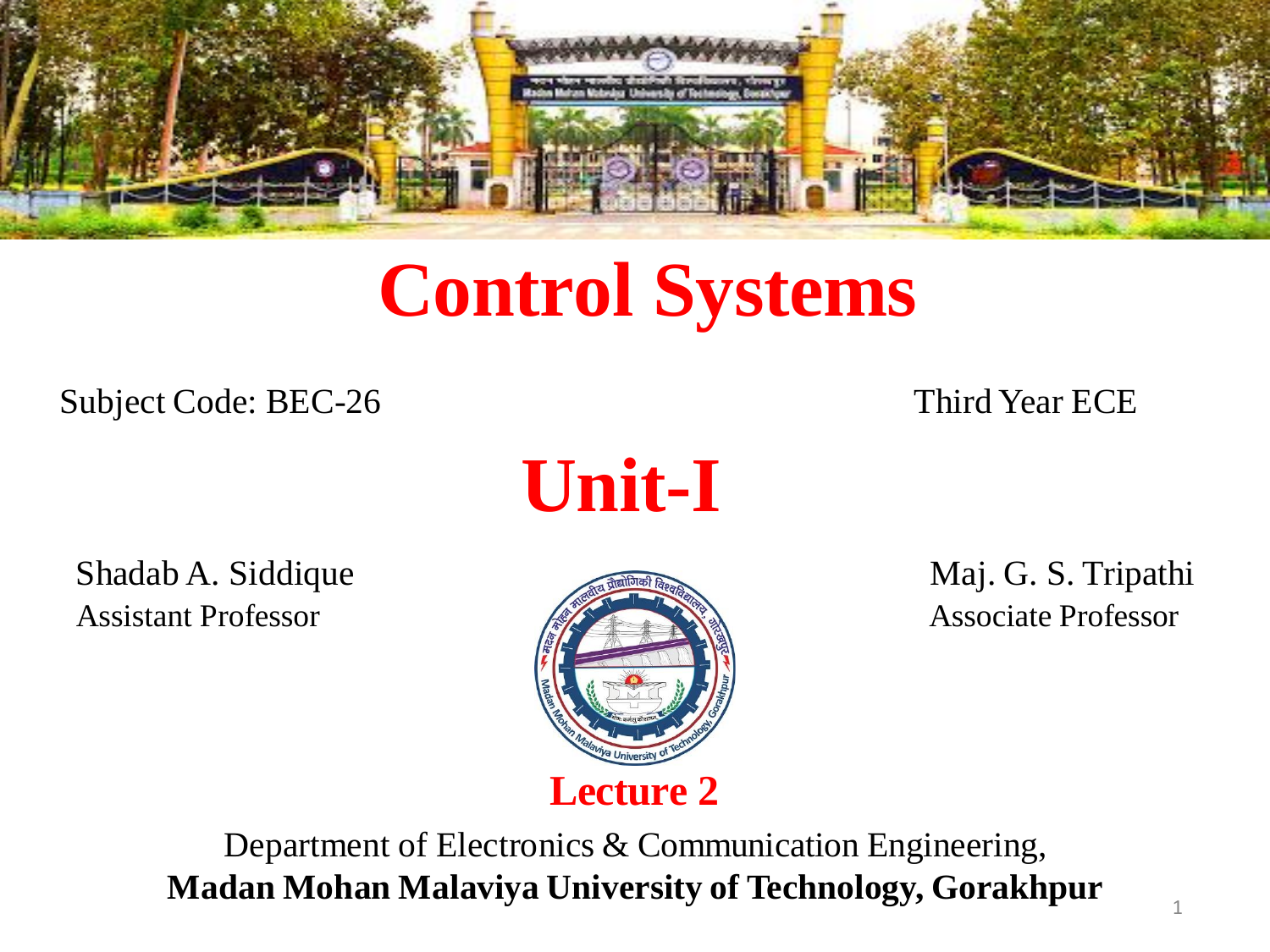# Control Systems

Subject Code: BEC-26

Third Year ECE

## Unit-I

Shadab A. Siddique
Assistant Professor

Maj. G. S. Tripathi
Associate Professor

**Lecture 2**

Department of Electronics & Communication Engineering,
**Madan Mohan Malaviya University of Technology, Gorakhpur**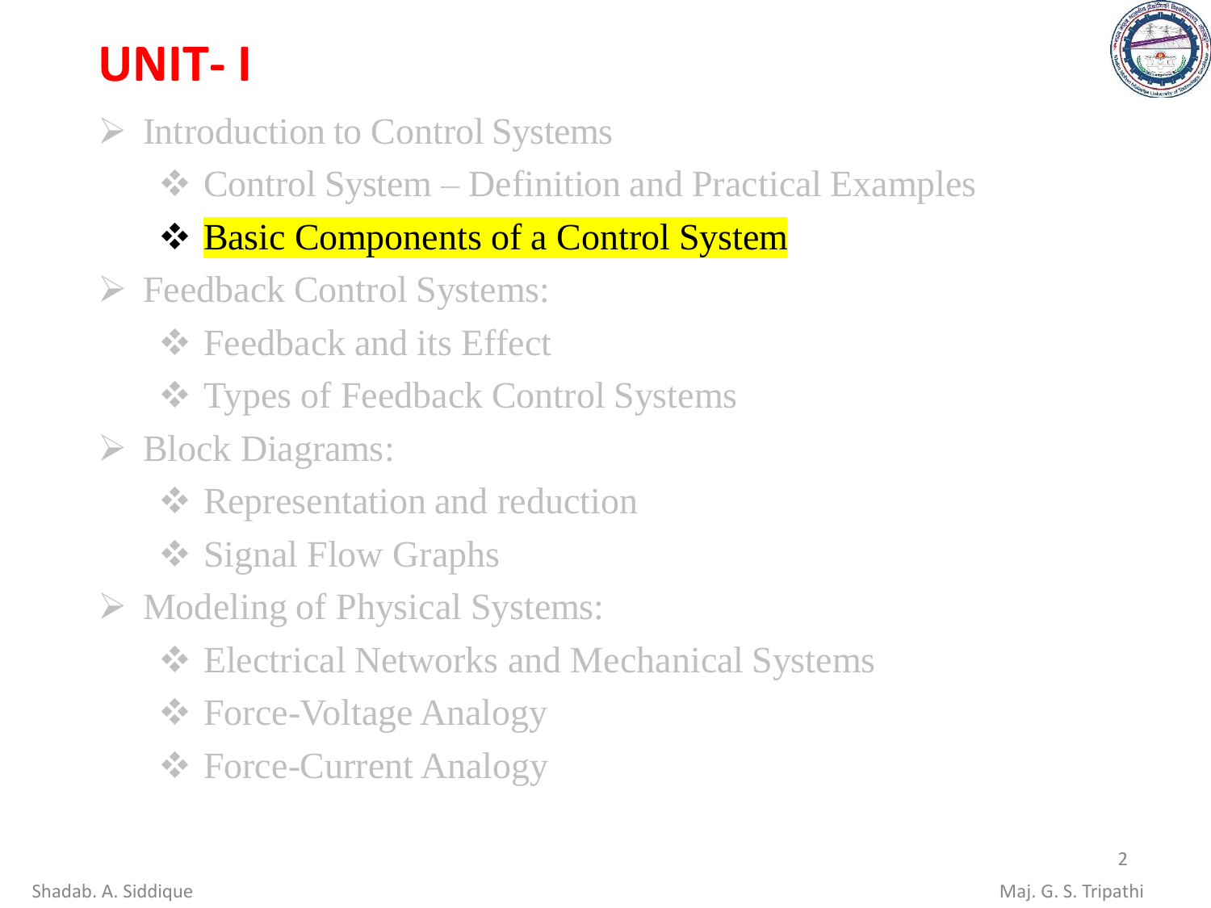# UNIT- I

- Introduction to Control Systems
  - Control System – Definition and Practical Examples
  - Basic Components of a Control System
- Feedback Control Systems:
  - Feedback and its Effect
  - Types of Feedback Control Systems
- Block Diagrams:
  - Representation and reduction
  - Signal Flow Graphs
- Modeling of Physical Systems:
  - Electrical Networks and Mechanical Systems
  - Force-Voltage Analogy
  - Force-Current Analogy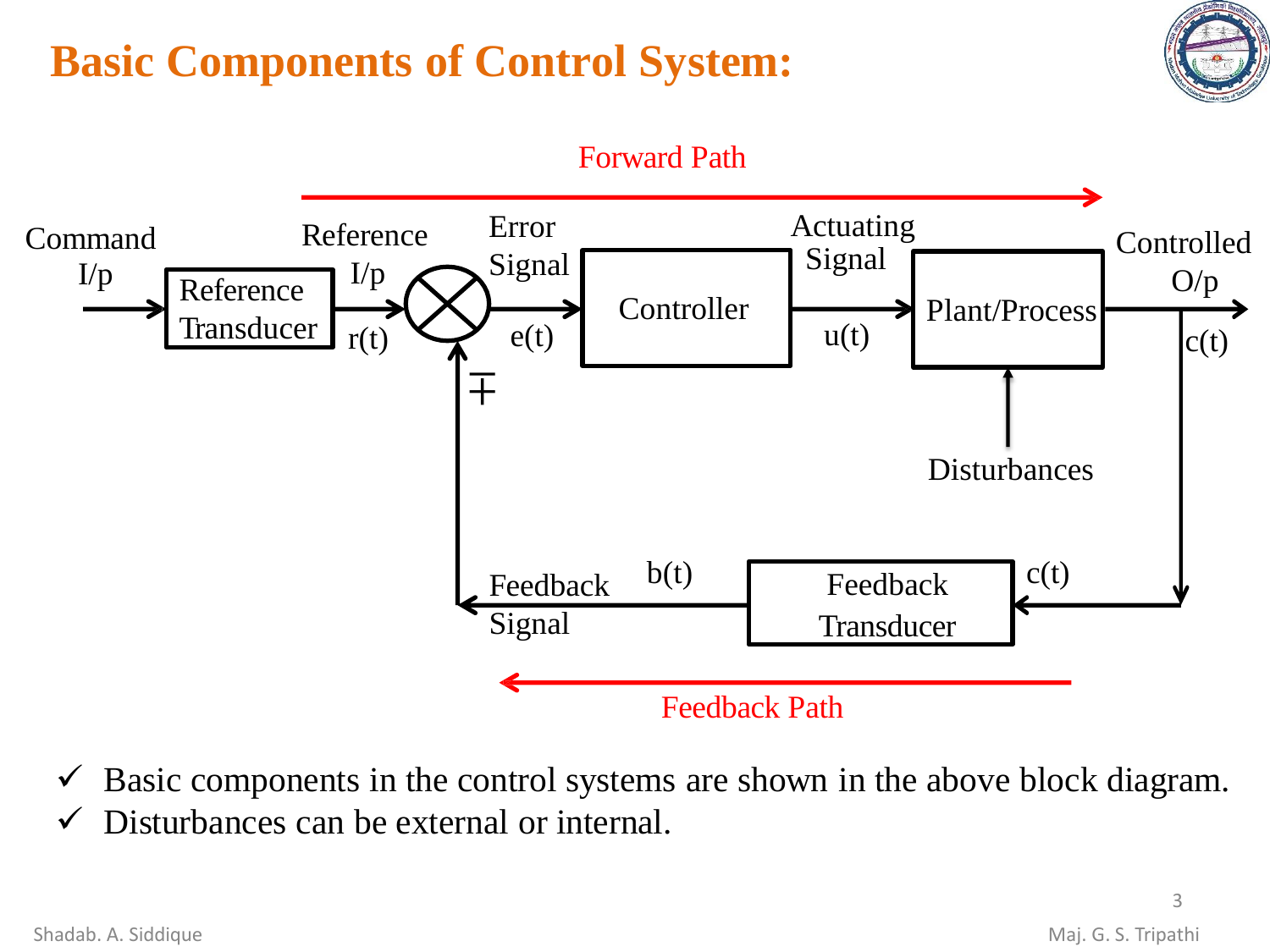# Basic Components of Control System:

Forward Path

Command I/p → Reference Transducer → Reference I/p r(t) → ⊗ → Error Signal e(t) → Controller → Actuating Signal u(t) → Plant/Process → Controlled O/p c(t)

Disturbances → Plant/Process

c(t) → Feedback Transducer → b(t) Feedback Signal → ∓ ⊗

Feedback Path

- ✓ Basic components in the control systems are shown in the above block diagram.
- ✓ Disturbances can be external or internal.

Shadab. A. Siddique Maj. G. S. Tripathi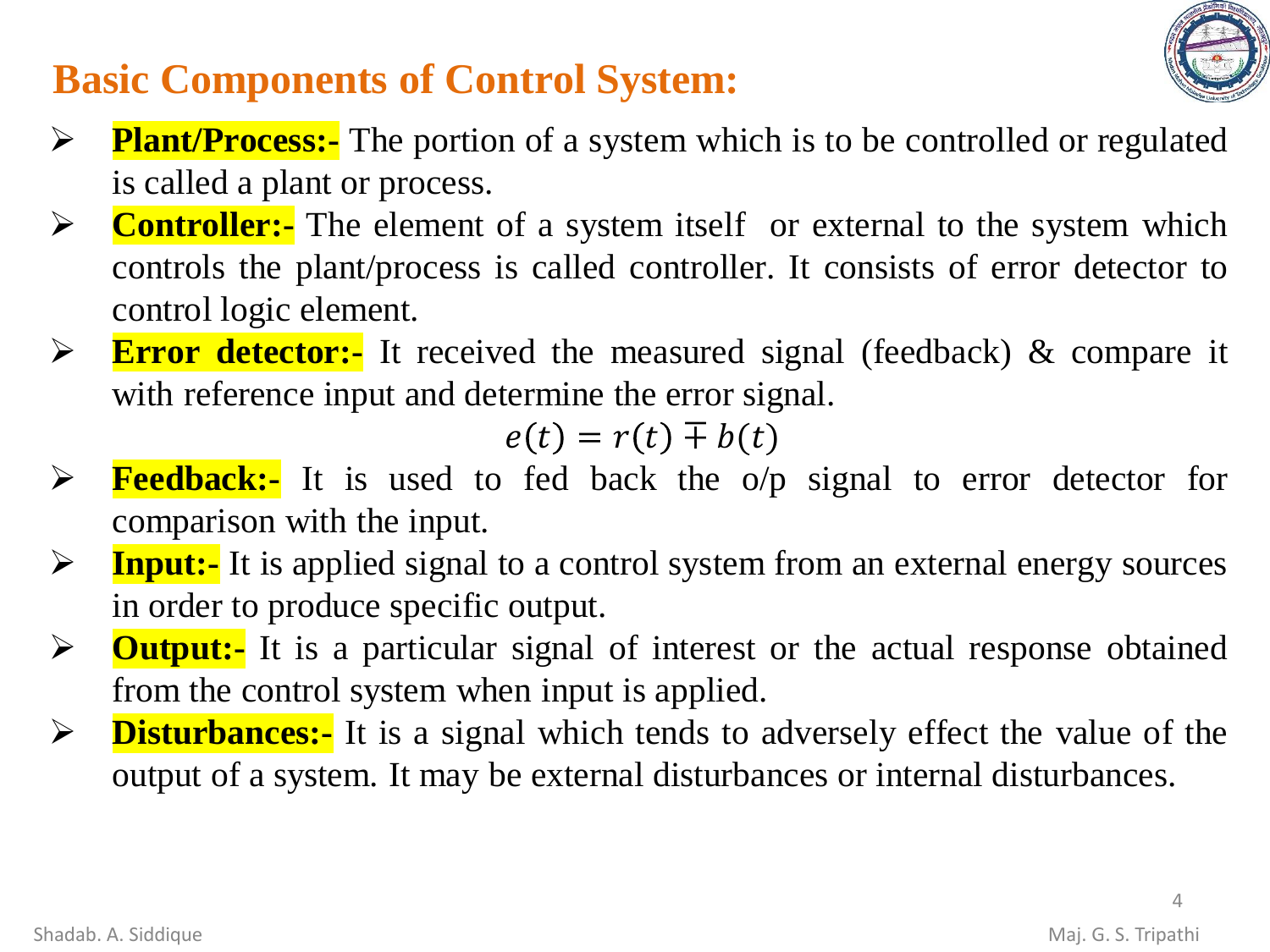## Basic Components of Control System:

- **Plant/Process:-** The portion of a system which is to be controlled or regulated is called a plant or process.
- **Controller:-** The element of a system itself or external to the system which controls the plant/process is called controller. It consists of error detector to control logic element.
- **Error detector:-** It received the measured signal (feedback) & compare it with reference input and determine the error signal.

$$e(t) = r(t) \mp b(t)$$

- **Feedback:-** It is used to fed back the o/p signal to error detector for comparison with the input.
- **Input:-** It is applied signal to a control system from an external energy sources in order to produce specific output.
- **Output:-** It is a particular signal of interest or the actual response obtained from the control system when input is applied.
- **Disturbances:-** It is a signal which tends to adversely effect the value of the output of a system. It may be external disturbances or internal disturbances.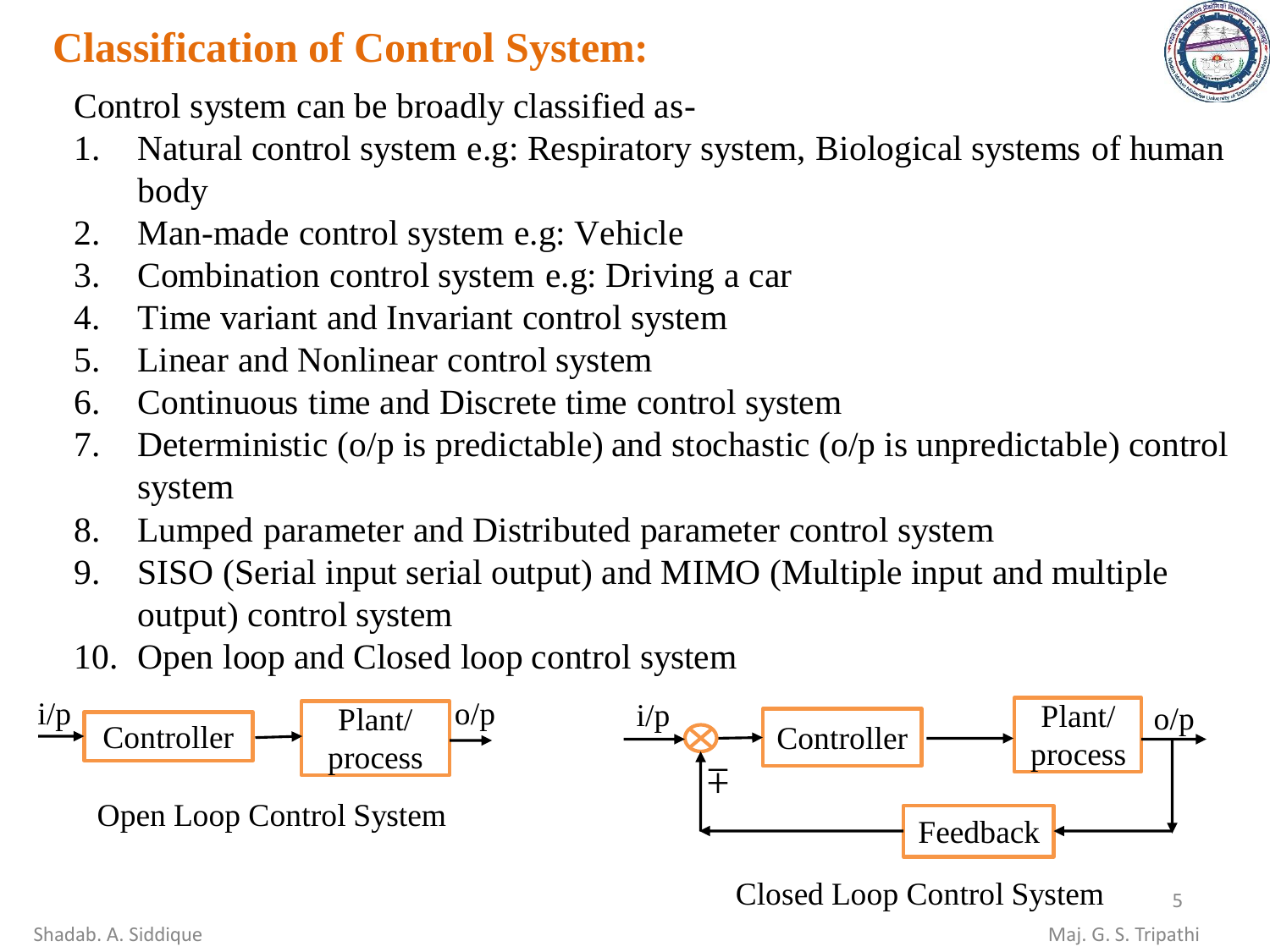## Classification of Control System:

Control system can be broadly classified as-

1. Natural control system e.g: Respiratory system, Biological systems of human body
2. Man-made control system e.g: Vehicle
3. Combination control system e.g: Driving a car
4. Time variant and Invariant control system
5. Linear and Nonlinear control system
6. Continuous time and Discrete time control system
7. Deterministic (o/p is predictable) and stochastic (o/p is unpredictable) control system
8. Lumped parameter and Distributed parameter control system
9. SISO (Serial input serial output) and MIMO (Multiple input and multiple output) control system
10. Open loop and Closed loop control system

i/p → Controller → Plant/ process → o/p

Open Loop Control System

i/p → ⊗ → Controller → Plant/ process → o/p; o/p → Feedback → ∓ ⊗

Closed Loop Control System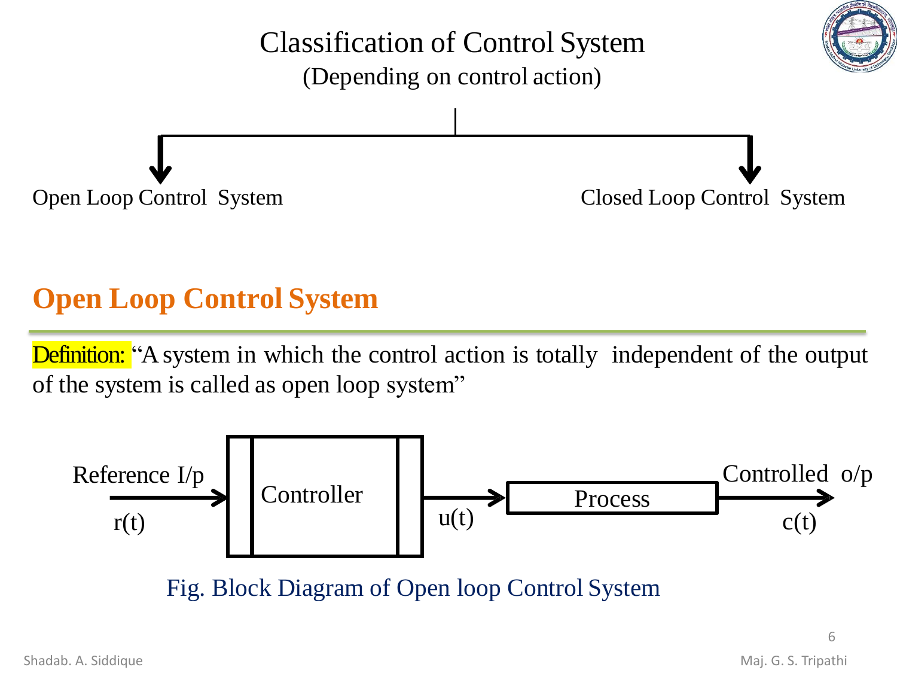# Classification of Control System

(Depending on control action)

- Open Loop Control System
- Closed Loop Control System

## Open Loop Control System

**Definition:** "A system in which the control action is totally independent of the output of the system is called as open loop system"

Reference I/p $r(t)$ → Controller → $u(t)$ → Process → Controlled o/p $c(t)$

Fig. Block Diagram of Open loop Control System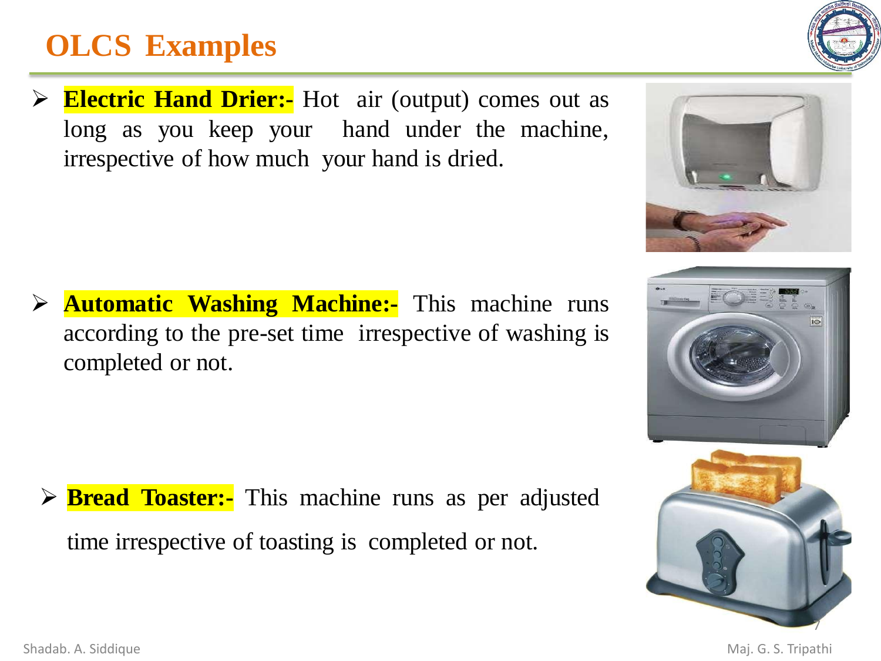# OLCS Examples

- **Electric Hand Drier:-** Hot air (output) comes out as long as you keep your hand under the machine, irrespective of how much your hand is dried.

- **Automatic Washing Machine:-** This machine runs according to the pre-set time irrespective of washing is completed or not.

- **Bread Toaster:-** This machine runs as per adjusted time irrespective of toasting is completed or not.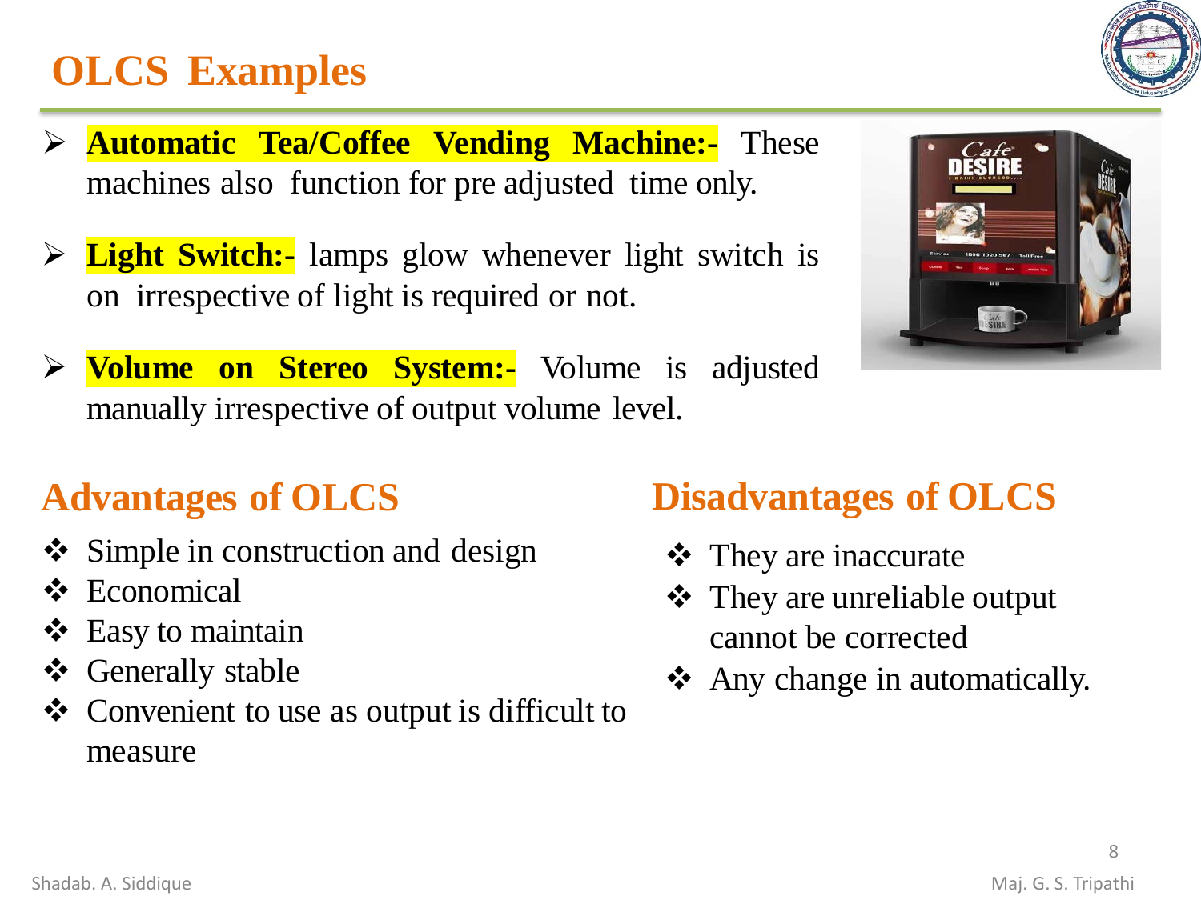# OLCS Examples

- **Automatic Tea/Coffee Vending Machine:-** These machines also function for pre adjusted time only.
- **Light Switch:-** lamps glow whenever light switch is on irrespective of light is required or not.
- **Volume on Stereo System:-** Volume is adjusted manually irrespective of output volume level.

## Advantages of OLCS

- Simple in construction and design
- Economical
- Easy to maintain
- Generally stable
- Convenient to use as output is difficult to measure

## Disadvantages of OLCS

- They are inaccurate
- They are unreliable output cannot be corrected
- Any change in automatically.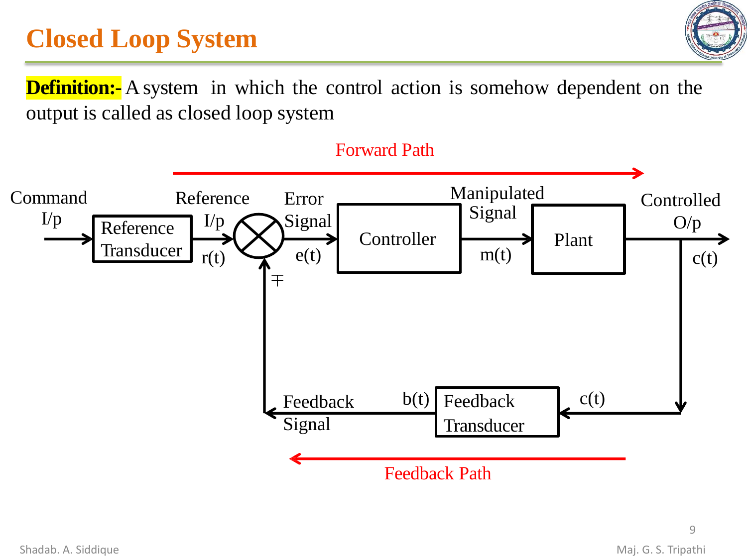# Closed Loop System

**Definition:-** A system in which the control action is somehow dependent on the output is called as closed loop system

Forward Path

Command I/p → Reference Transducer → Reference I/p $r(t)$ → ⊗ → Error Signal $e(t)$ → Controller → Manipulated Signal $m(t)$ → Plant → Controlled O/p $c(t)$

$\mp$

Feedback Signal ← $b(t)$ Feedback Transducer ← $c(t)$

Feedback Path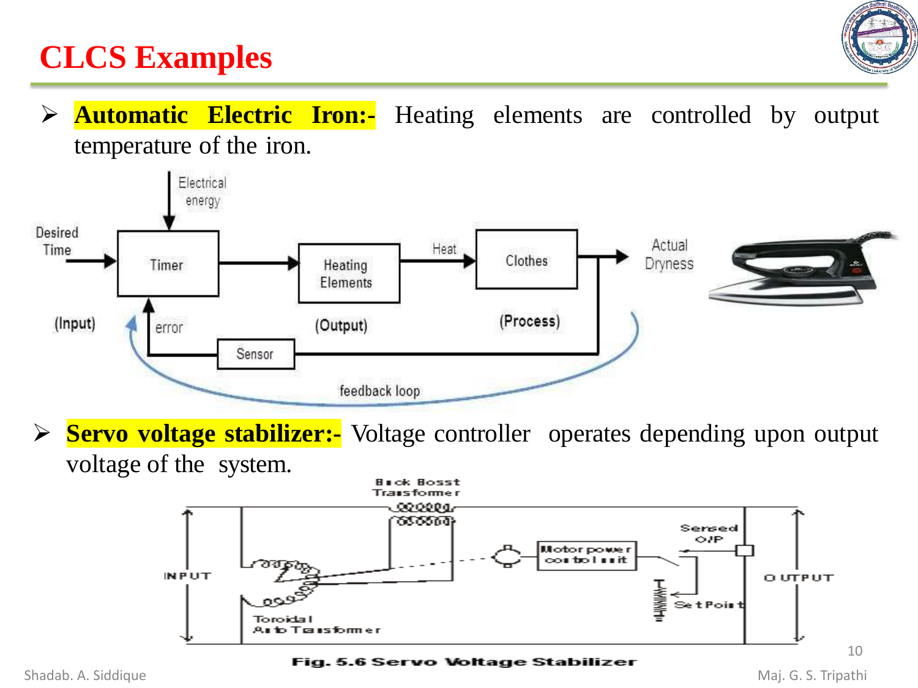# CLCS Examples

- **Automatic Electric Iron:-** Heating elements are controlled by output temperature of the iron.

- **Servo voltage stabilizer:-** Voltage controller operates depending upon output voltage of the system.

Fig. 5.6 Servo Voltage Stabilizer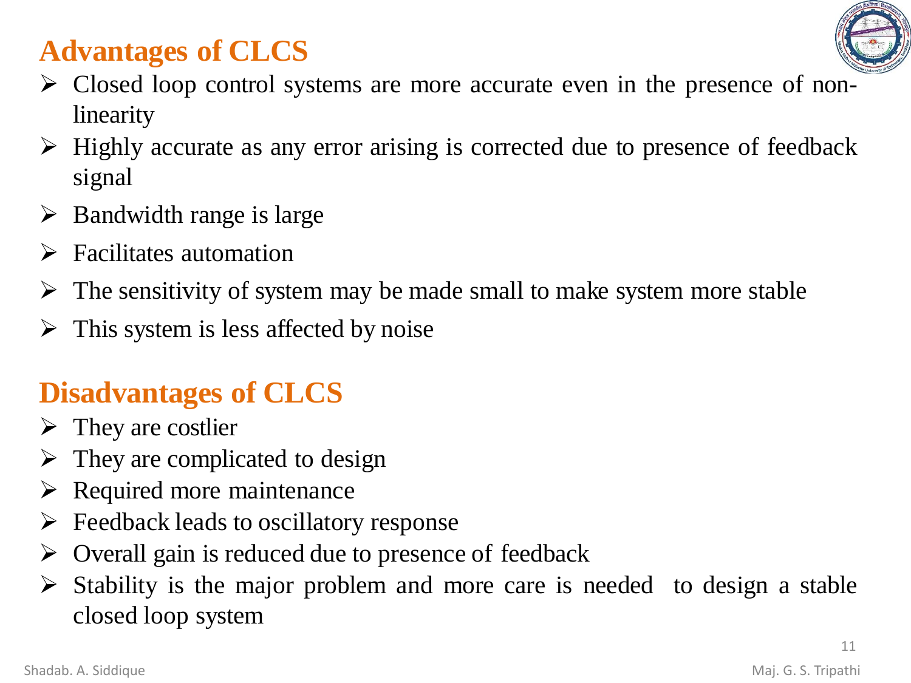## Advantages of CLCS

- Closed loop control systems are more accurate even in the presence of non-linearity
- Highly accurate as any error arising is corrected due to presence of feedback signal
- Bandwidth range is large
- Facilitates automation
- The sensitivity of system may be made small to make system more stable
- This system is less affected by noise

## Disadvantages of CLCS

- They are costlier
- They are complicated to design
- Required more maintenance
- Feedback leads to oscillatory response
- Overall gain is reduced due to presence of feedback
- Stability is the major problem and more care is needed to design a stable closed loop system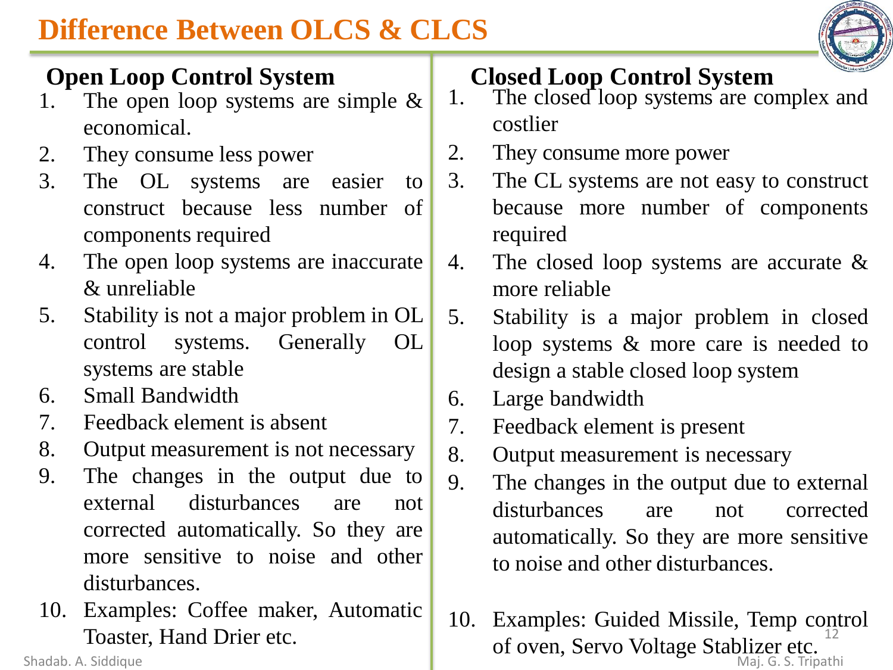# Difference Between OLCS & CLCS

## Open Loop Control System

1. The open loop systems are simple & economical.
2. They consume less power
3. The OL systems are easier to construct because less number of components required
4. The open loop systems are inaccurate & unreliable
5. Stability is not a major problem in OL control systems. Generally OL systems are stable
6. Small Bandwidth
7. Feedback element is absent
8. Output measurement is not necessary
9. The changes in the output due to external disturbances are not corrected automatically. So they are more sensitive to noise and other disturbances.
10. Examples: Coffee maker, Automatic Toaster, Hand Drier etc.

## Closed Loop Control System

1. The closed loop systems are complex and costlier
2. They consume more power
3. The CL systems are not easy to construct because more number of components required
4. The closed loop systems are accurate & more reliable
5. Stability is a major problem in closed loop systems & more care is needed to design a stable closed loop system
6. Large bandwidth
7. Feedback element is present
8. Output measurement is necessary
9. The changes in the output due to external disturbances are not corrected automatically. So they are more sensitive to noise and other disturbances.
10. Examples: Guided Missile, Temp control of oven, Servo Voltage Stablizer etc.

Shadab. A. Siddique

Maj. G. S. Tripathi